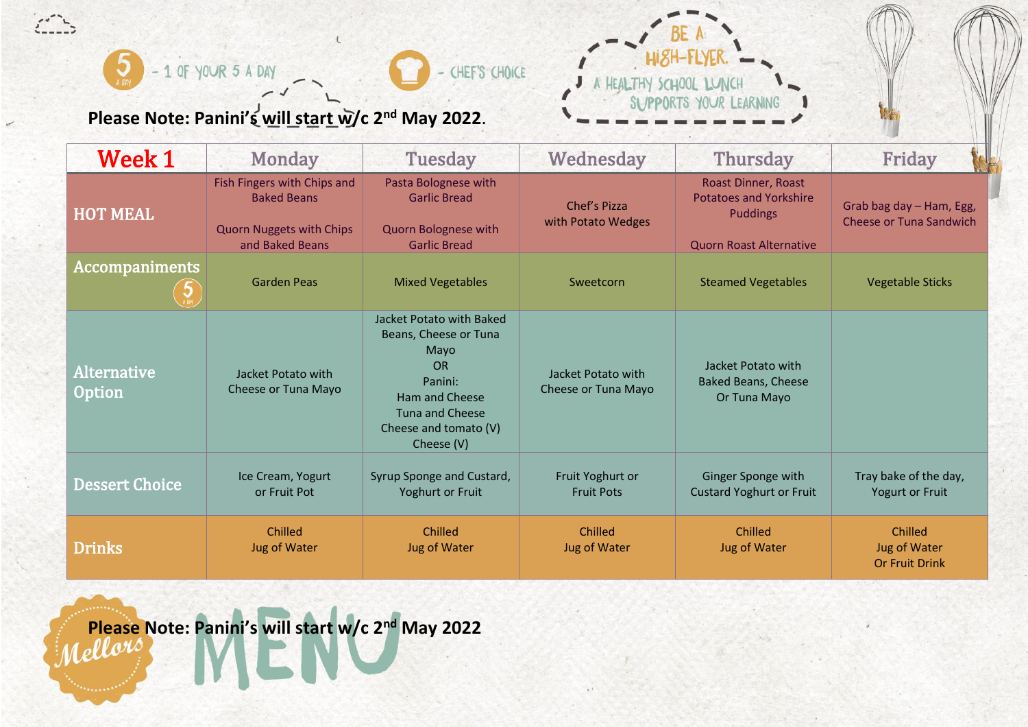5 - 1 OF YOUR 5 A DAY

CHEF'S CHOICE

BE A HIGH-FLYER. A HEALTHY SCHOOL LUNCH SUPPORTS YOUR LEARNING

**Please Note: Panini's will start w/c 2nd May 2022.**

| Week 1 | Monday | Tuesday | Wednesday | Thursday | Friday |
|---|---|---|---|---|---|
| HOT MEAL | Fish Fingers with Chips and Baked Beans<br><br>Quorn Nuggets with Chips and Baked Beans | Pasta Bolognese with Garlic Bread<br><br>Quorn Bolognese with Garlic Bread | Chef's Pizza with Potato Wedges | Roast Dinner, Roast Potatoes and Yorkshire Puddings<br><br>Quorn Roast Alternative | Grab bag day – Ham, Egg, Cheese or Tuna Sandwich |
| Accompaniments | Garden Peas | Mixed Vegetables | Sweetcorn | Steamed Vegetables | Vegetable Sticks |
| Alternative Option | Jacket Potato with Cheese or Tuna Mayo | Jacket Potato with Baked Beans, Cheese or Tuna Mayo<br>OR<br>Panini:<br>Ham and Cheese<br>Tuna and Cheese<br>Cheese and tomato (V)<br>Cheese (V) | Jacket Potato with Cheese or Tuna Mayo | Jacket Potato with Baked Beans, Cheese Or Tuna Mayo | |
| Dessert Choice | Ice Cream, Yogurt or Fruit Pot | Syrup Sponge and Custard, Yoghurt or Fruit | Fruit Yoghurt or Fruit Pots | Ginger Sponge with Custard Yoghurt or Fruit | Tray bake of the day, Yogurt or Fruit |
| Drinks | Chilled Jug of Water | Chilled Jug of Water | Chilled Jug of Water | Chilled Jug of Water | Chilled Jug of Water Or Fruit Drink |

**Please Note: Panini's will start w/c 2nd May 2022**

Mellors MENU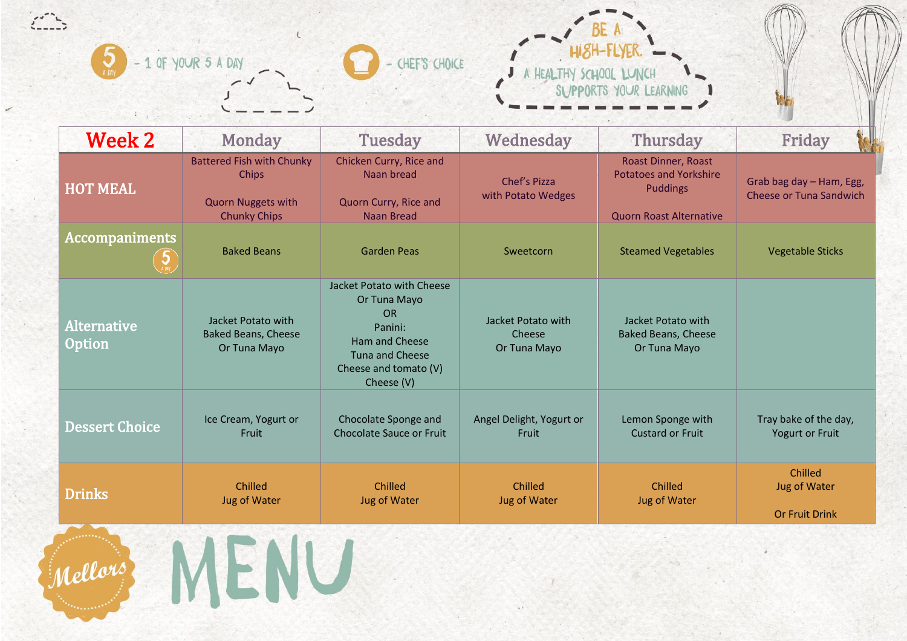5 A DAY - 1 OF YOUR 5 A DAY

CHEF'S CHOICE

BE A HIGH-FLYER. A HEALTHY SCHOOL LUNCH SUPPORTS YOUR LEARNING

| Week 2 | Monday | Tuesday | Wednesday | Thursday | Friday |
|---|---|---|---|---|---|
| HOT MEAL | Battered Fish with Chunky Chips<br><br>Quorn Nuggets with Chunky Chips | Chicken Curry, Rice and Naan bread<br><br>Quorn Curry, Rice and Naan Bread | Chef's Pizza with Potato Wedges | Roast Dinner, Roast Potatoes and Yorkshire Puddings<br><br>Quorn Roast Alternative | Grab bag day – Ham, Egg, Cheese or Tuna Sandwich |
| Accompaniments (5 A DAY) | Baked Beans | Garden Peas | Sweetcorn | Steamed Vegetables | Vegetable Sticks |
| Alternative Option | Jacket Potato with Baked Beans, Cheese Or Tuna Mayo | Jacket Potato with Cheese Or Tuna Mayo<br>OR<br>Panini:<br>Ham and Cheese<br>Tuna and Cheese<br>Cheese and tomato (V)<br>Cheese (V) | Jacket Potato with Cheese Or Tuna Mayo | Jacket Potato with Baked Beans, Cheese Or Tuna Mayo | |
| Dessert Choice | Ice Cream, Yogurt or Fruit | Chocolate Sponge and Chocolate Sauce or Fruit | Angel Delight, Yogurt or Fruit | Lemon Sponge with Custard or Fruit | Tray bake of the day, Yogurt or Fruit |
| Drinks | Chilled Jug of Water | Chilled Jug of Water | Chilled Jug of Water | Chilled Jug of Water | Chilled Jug of Water<br><br>Or Fruit Drink |

Mellors

# MENU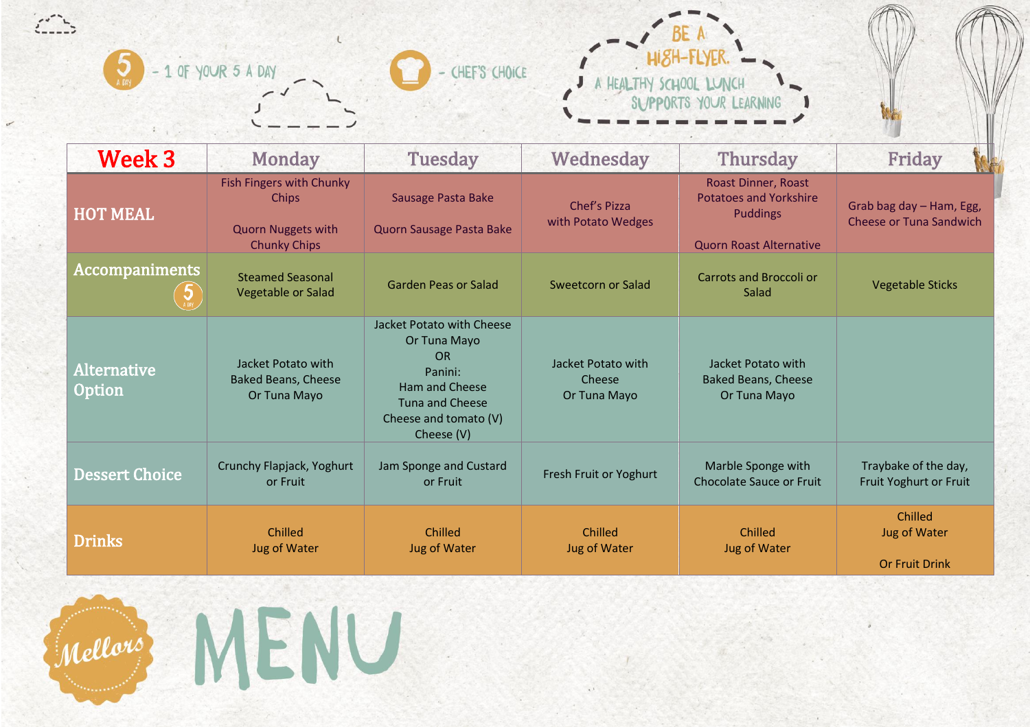5 A DAY - 1 OF YOUR 5 A DAY

CHEF'S CHOICE

BE A HIGH-FLYER. A HEALTHY SCHOOL LUNCH SUPPORTS YOUR LEARNING

| Week 3 | Monday | Tuesday | Wednesday | Thursday | Friday |
|---|---|---|---|---|---|
| HOT MEAL | Fish Fingers with Chunky Chips<br><br>Quorn Nuggets with Chunky Chips | Sausage Pasta Bake<br><br>Quorn Sausage Pasta Bake | Chef's Pizza with Potato Wedges | Roast Dinner, Roast Potatoes and Yorkshire Puddings<br><br>Quorn Roast Alternative | Grab bag day – Ham, Egg, Cheese or Tuna Sandwich |
| Accompaniments (5 A DAY) | Steamed Seasonal Vegetable or Salad | Garden Peas or Salad | Sweetcorn or Salad | Carrots and Broccoli or Salad | Vegetable Sticks |
| Alternative Option | Jacket Potato with Baked Beans, Cheese Or Tuna Mayo | Jacket Potato with Cheese Or Tuna Mayo<br>OR<br>Panini:<br>Ham and Cheese<br>Tuna and Cheese<br>Cheese and tomato (V)<br>Cheese (V) | Jacket Potato with Cheese Or Tuna Mayo | Jacket Potato with Baked Beans, Cheese Or Tuna Mayo | |
| Dessert Choice | Crunchy Flapjack, Yoghurt or Fruit | Jam Sponge and Custard or Fruit | Fresh Fruit or Yoghurt | Marble Sponge with Chocolate Sauce or Fruit | Traybake of the day, Fruit Yoghurt or Fruit |
| Drinks | Chilled Jug of Water | Chilled Jug of Water | Chilled Jug of Water | Chilled Jug of Water | Chilled Jug of Water<br><br>Or Fruit Drink |

Mellors

# MENU